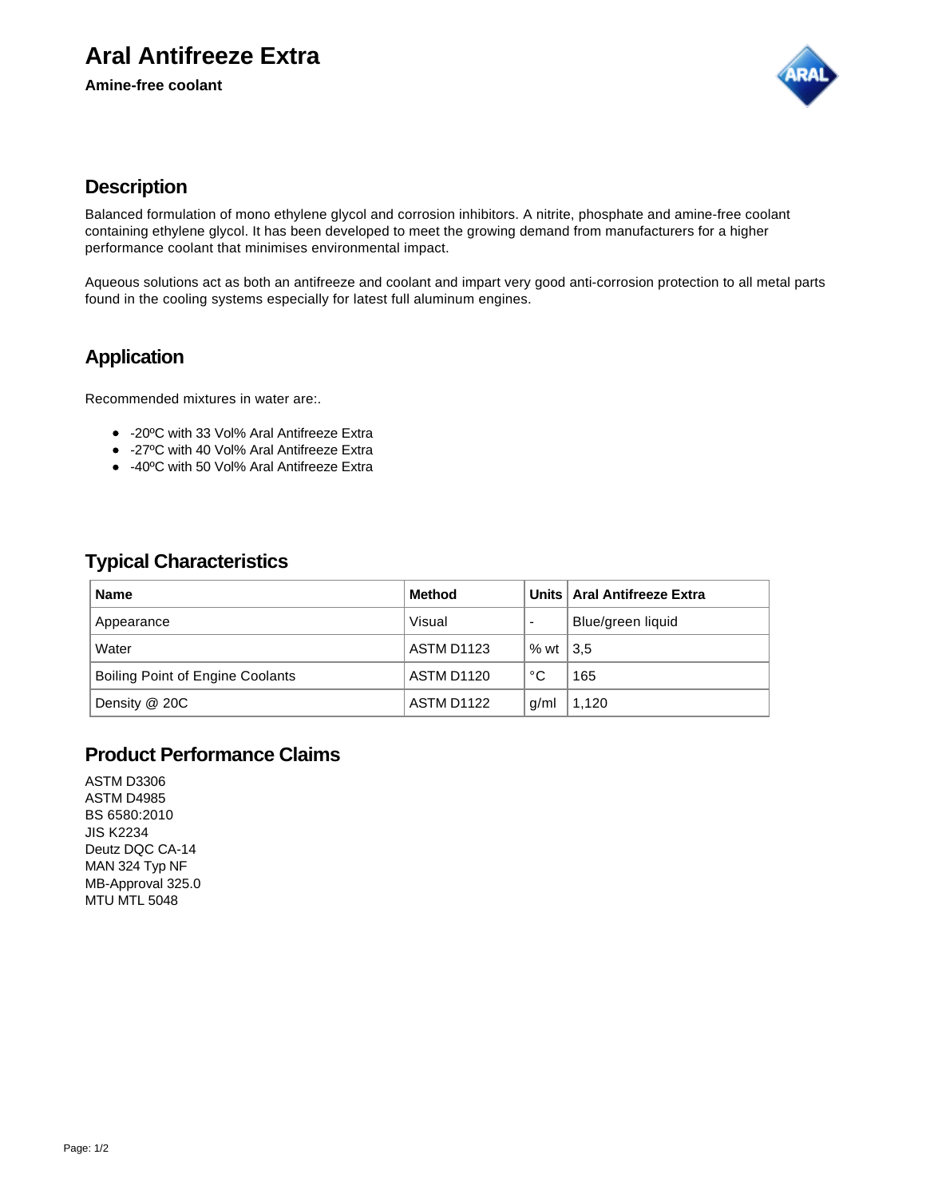# Aral Antifreeze Extra

**Amine-free coolant**

## Description

Balanced formulation of mono ethylene glycol and corrosion inhibitors. A nitrite, phosphate and amine-free coolant containing ethylene glycol. It has been developed to meet the growing demand from manufacturers for a higher performance coolant that minimises environmental impact.

Aqueous solutions act as both an antifreeze and coolant and impart very good anti-corrosion protection to all metal parts found in the cooling systems especially for latest full aluminum engines.

## Application

Recommended mixtures in water are:.

- -20ºC with 33 Vol% Aral Antifreeze Extra
- -27ºC with 40 Vol% Aral Antifreeze Extra
- -40ºC with 50 Vol% Aral Antifreeze Extra

## Typical Characteristics

| Name | Method | Units | Aral Antifreeze Extra |
|---|---|---|---|
| Appearance | Visual | - | Blue/green liquid |
| Water | ASTM D1123 | % wt | 3,5 |
| Boiling Point of Engine Coolants | ASTM D1120 | °C | 165 |
| Density @ 20C | ASTM D1122 | g/ml | 1,120 |

## Product Performance Claims

ASTM D3306
ASTM D4985
BS 6580:2010
JIS K2234
Deutz DQC CA-14
MAN 324 Typ NF
MB-Approval 325.0
MTU MTL 5048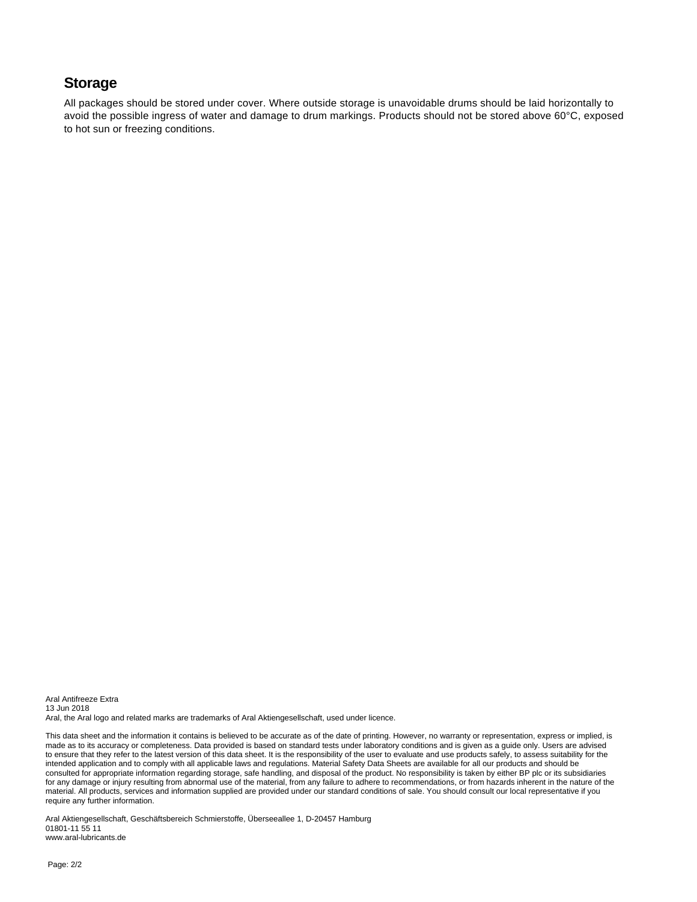## Storage

All packages should be stored under cover. Where outside storage is unavoidable drums should be laid horizontally to avoid the possible ingress of water and damage to drum markings. Products should not be stored above 60°C, exposed to hot sun or freezing conditions.

Aral Antifreeze Extra
13 Jun 2018
Aral, the Aral logo and related marks are trademarks of Aral Aktiengesellschaft, used under licence.

This data sheet and the information it contains is believed to be accurate as of the date of printing. However, no warranty or representation, express or implied, is made as to its accuracy or completeness. Data provided is based on standard tests under laboratory conditions and is given as a guide only. Users are advised to ensure that they refer to the latest version of this data sheet. It is the responsibility of the user to evaluate and use products safely, to assess suitability for the intended application and to comply with all applicable laws and regulations. Material Safety Data Sheets are available for all our products and should be consulted for appropriate information regarding storage, safe handling, and disposal of the product. No responsibility is taken by either BP plc or its subsidiaries for any damage or injury resulting from abnormal use of the material, from any failure to adhere to recommendations, or from hazards inherent in the nature of the material. All products, services and information supplied are provided under our standard conditions of sale. You should consult our local representative if you require any further information.

Aral Aktiengesellschaft, Geschäftsbereich Schmierstoffe, Überseeallee 1, D-20457 Hamburg
01801-11 55 11
www.aral-lubricants.de